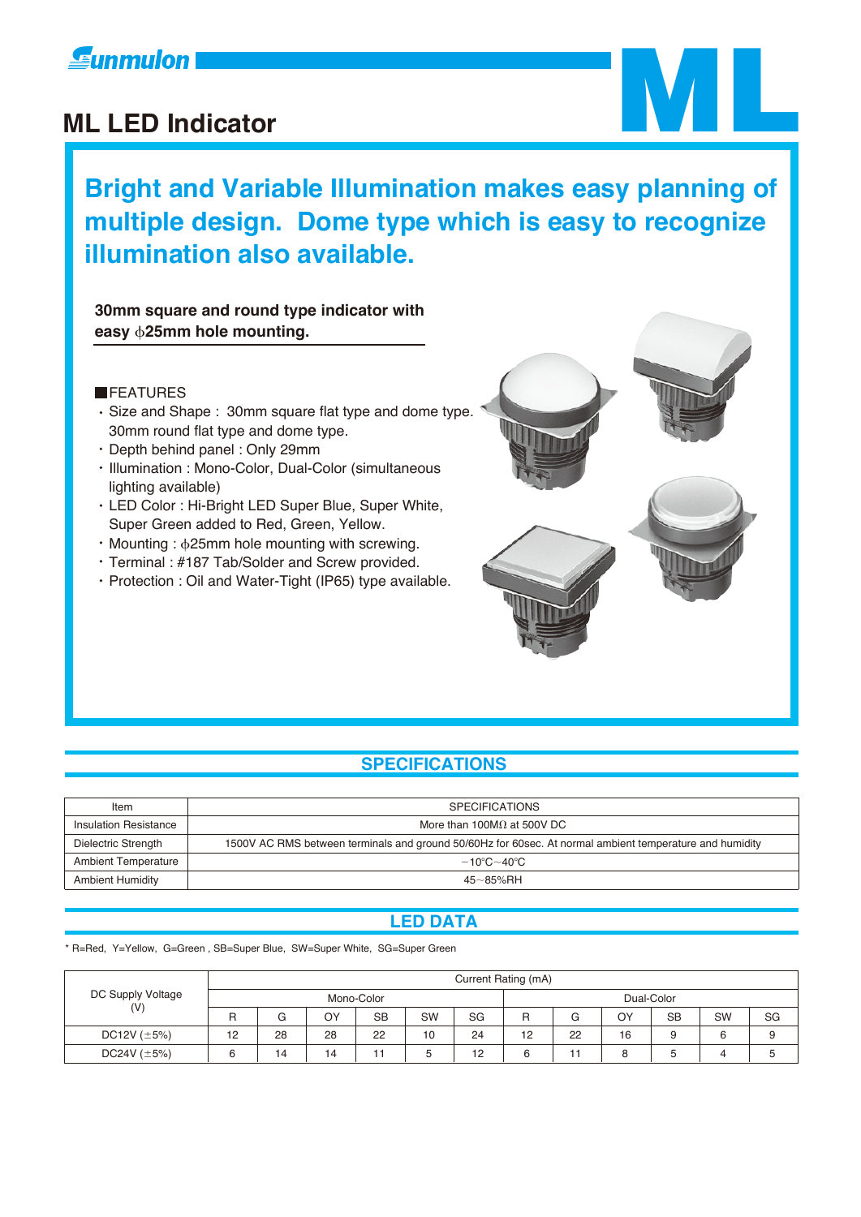# ML LED Indicator

## Bright and Variable Illumination makes easy planning of multiple design. Dome type which is easy to recognize illumination also available.

**30mm square and round type indicator with easy ϕ25mm hole mounting.**

### ■FEATURES

- Size and Shape : 30mm square flat type and dome type. 30mm round flat type and dome type.
- Depth behind panel : Only 29mm
- Illumination : Mono-Color, Dual-Color (simultaneous lighting available)
- LED Color : Hi-Bright LED Super Blue, Super White, Super Green added to Red, Green, Yellow.
- Mounting : ϕ25mm hole mounting with screwing.
- Terminal : #187 Tab/Solder and Screw provided.
- Protection : Oil and Water-Tight (IP65) type available.

## SPECIFICATIONS

| Item | SPECIFICATIONS |
|---|---|
| Insulation Resistance | More than 100MΩ at 500V DC |
| Dielectric Strength | 1500V AC RMS between terminals and ground 50/60Hz for 60sec. At normal ambient temperature and humidity |
| Ambient Temperature | −10℃～40℃ |
| Ambient Humidity | 45～85%RH |

## LED DATA

* R=Red, Y=Yellow, G=Green , SB=Super Blue, SW=Super White, SG=Super Green

| DC Supply Voltage (V) | Current Rating (mA) | | | | | | | | | | | |
|---|---|---|---|---|---|---|---|---|---|---|---|---|
| | Mono-Color | | | | | | Dual-Color | | | | | |
| | R | G | OY | SB | SW | SG | R | G | OY | SB | SW | SG |
| DC12V (±5%) | 12 | 28 | 28 | 22 | 10 | 24 | 12 | 22 | 16 | 9 | 6 | 9 |
| DC24V (±5%) | 6 | 14 | 14 | 11 | 5 | 12 | 6 | 11 | 8 | 5 | 4 | 5 |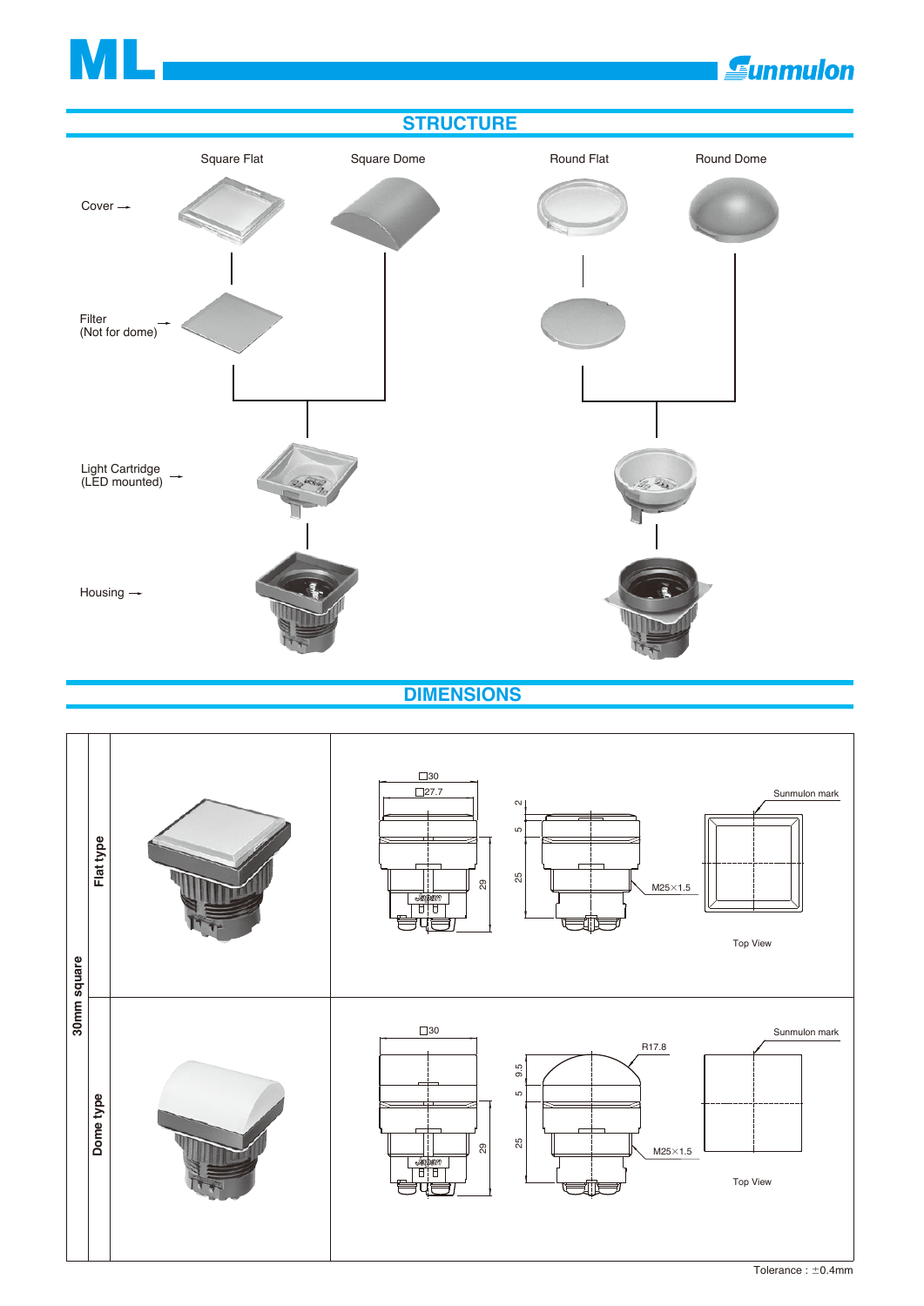## STRUCTURE

| | Square Flat | Square Dome | Round Flat | Round Dome |
|---|---|---|---|---|
| Cover | | | | |
| Filter (Not for dome) | | | | |
| Light Cartridge (LED mounted) | | | | |
| Housing | | | | |

## DIMENSIONS

**30mm square**

**Flat type**

□30
□27.7
2
5
29
25
M25×1.5
Sunmulon mark
Top View

**Dome type**

□30
R17.8
9.5
5
29
25
M25×1.5
Sunmulon mark
Top View

Tolerance : ±0.4mm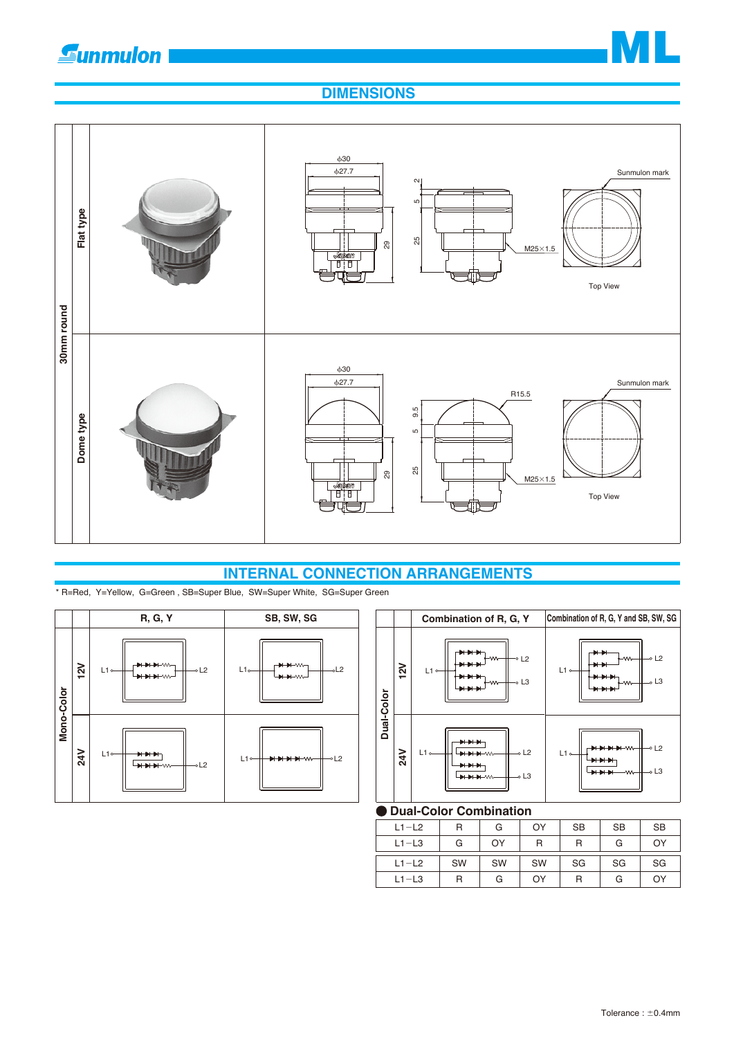## DIMENSIONS

| 30mm round | | |
|---|---|---|
| Flat type | | φ30, φ27.7, 2, 5, 25, 29, M25×1.5, Sunmulon mark, Top View |
| Dome type | | φ30, φ27.7, R15.5, 9.5, 5, 25, 29, M25×1.5, Sunmulon mark, Top View |

## INTERNAL CONNECTION ARRANGEMENTS

* R=Red, Y=Yellow, G=Green , SB=Super Blue, SW=Super White, SG=Super Green

| | | R, G, Y | SB, SW, SG |
|---|---|---|---|
| Mono-Color | 12V | L1 – L2 | L1 – L2 |
| | 24V | L1 – L2 | L1 – L2 |

| | | Combination of R, G, Y | Combination of R, G, Y and SB, SW, SG |
|---|---|---|---|
| Dual-Color | 12V | L1 – L2, L3 | L1 – L2, L3 |
| | 24V | L1 – L2, L3 | L1 – L2, L3 |

### ● Dual-Color Combination

| L1−L2 | R | G | OY | SB | SB | SB |
|---|---|---|---|---|---|---|
| L1−L3 | G | OY | R | R | G | OY |
| L1−L2 | SW | SW | SW | SG | SG | SG |
| L1−L3 | R | G | OY | R | G | OY |

Tolerance : ±0.4mm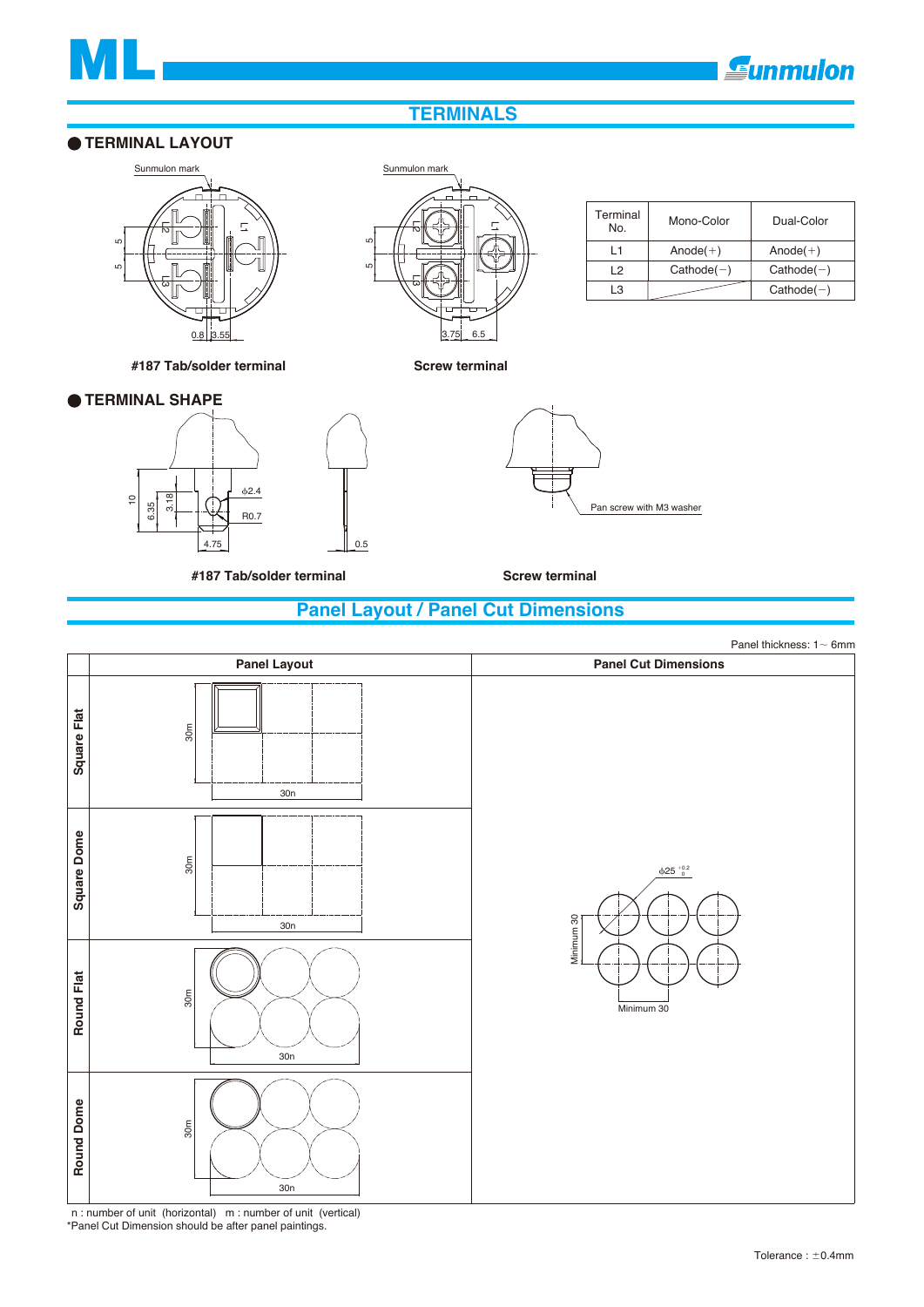# TERMINALS

## ● TERMINAL LAYOUT

Sunmulon mark

L2 L1 L3

5 5

0.8 3.55

**#187 Tab/solder terminal**

Sunmulon mark

L2 L1 L3

5 5

3.75 6.5

**Screw terminal**

| Terminal No. | Mono-Color | Dual-Color |
|---|---|---|
| L1 | Anode(+) | Anode(+) |
| L2 | Cathode(−) | Cathode(−) |
| L3 | | Cathode(−) |

## ● TERMINAL SHAPE

10 6.35 3.18 φ2.4 R0.7 4.75 0.5

**#187 Tab/solder terminal**

Pan screw with M3 washer

**Screw terminal**

# Panel Layout / Panel Cut Dimensions

Panel thickness: 1～6mm

| | Panel Layout | Panel Cut Dimensions |
|---|---|---|
| Square Flat | 30m / 30n | φ25 $^{+0.2}_{0}$ Minimum 30 / Minimum 30 |
| Square Dome | 30m / 30n | |
| Round Flat | 30m / 30n | |
| Round Dome | 30m / 30n | |

n : number of unit (horizontal) m : number of unit (vertical)

*Panel Cut Dimension should be after panel paintings.

Tolerance : ±0.4mm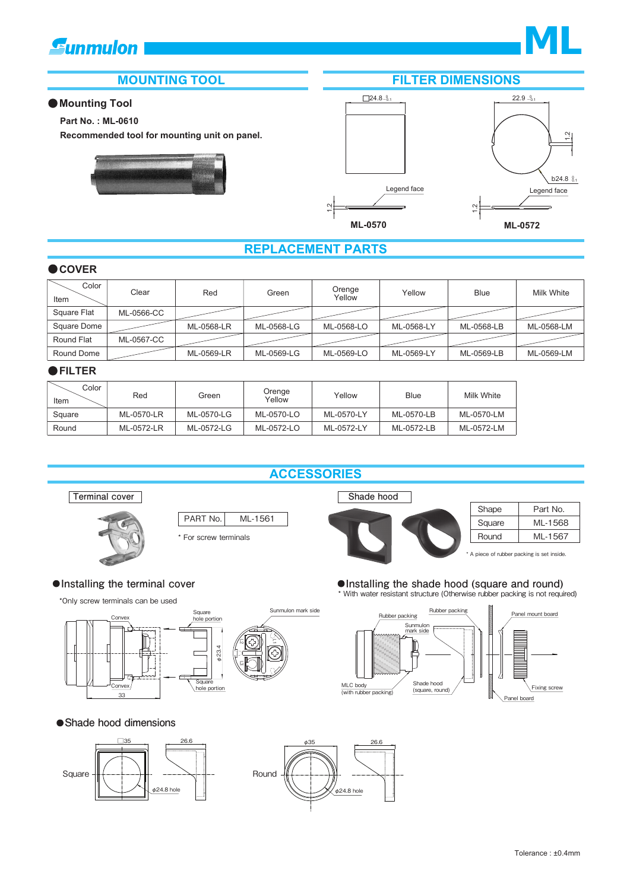## MOUNTING TOOL

### Mounting Tool

**Part No. : ML-0610**

**Recommended tool for mounting unit on panel.**

## FILTER DIMENSIONS

□24.8 $^{0}_{-0.1}$

Legend face

1.2

**ML-0570**

22.9 $^{0}_{-0.1}$

1.2

b24.8 $^{0}_{-0.1}$

Legend face

1.2

**ML-0572**

## REPLACEMENT PARTS

### COVER

| Item \ Color | Clear | Red | Green | Orenge Yellow | Yellow | Blue | Milk White |
|---|---|---|---|---|---|---|---|
| Square Flat | ML-0566-CC | | | | | | |
| Square Dome | | ML-0568-LR | ML-0568-LG | ML-0568-LO | ML-0568-LY | ML-0568-LB | ML-0568-LM |
| Round Flat | ML-0567-CC | | | | | | |
| Round Dome | | ML-0569-LR | ML-0569-LG | ML-0569-LO | ML-0569-LY | ML-0569-LB | ML-0569-LM |

### FILTER

| Item \ Color | Red | Green | Orenge Yellow | Yellow | Blue | Milk White |
|---|---|---|---|---|---|---|
| Square | ML-0570-LR | ML-0570-LG | ML-0570-LO | ML-0570-LY | ML-0570-LB | ML-0570-LM |
| Round | ML-0572-LR | ML-0572-LG | ML-0572-LO | ML-0572-LY | ML-0572-LB | ML-0572-LM |

## ACCESSORIES

### Terminal cover

| PART No. | ML-1561 |
|---|---|

\* For screw terminals

### Shade hood

| Shape | Part No. |
|---|---|
| Square | ML-1568 |
| Round | ML-1567 |

\* A piece of rubber packing is set inside.

### Installing the terminal cover

\*Only screw terminals can be used

Convex, Square hole portion, φ23.4, Convex, Square hole portion, 33, Sunmulon mark side

### Installing the shade hood (square and round)

\* With water resistant structure (Otherwise rubber packing is not required)

Rubber packing, Rubber packing, Sunmulon mark side, Panel mount board, MLC body (with rubber packing), Shade hood (square, round), Fixing screw, Panel board

### Shade hood dimensions

Square: □35, 26.6, φ24.8 hole

Round: φ35, 26.6, φ24.8 hole

Tolerance : ±0.4mm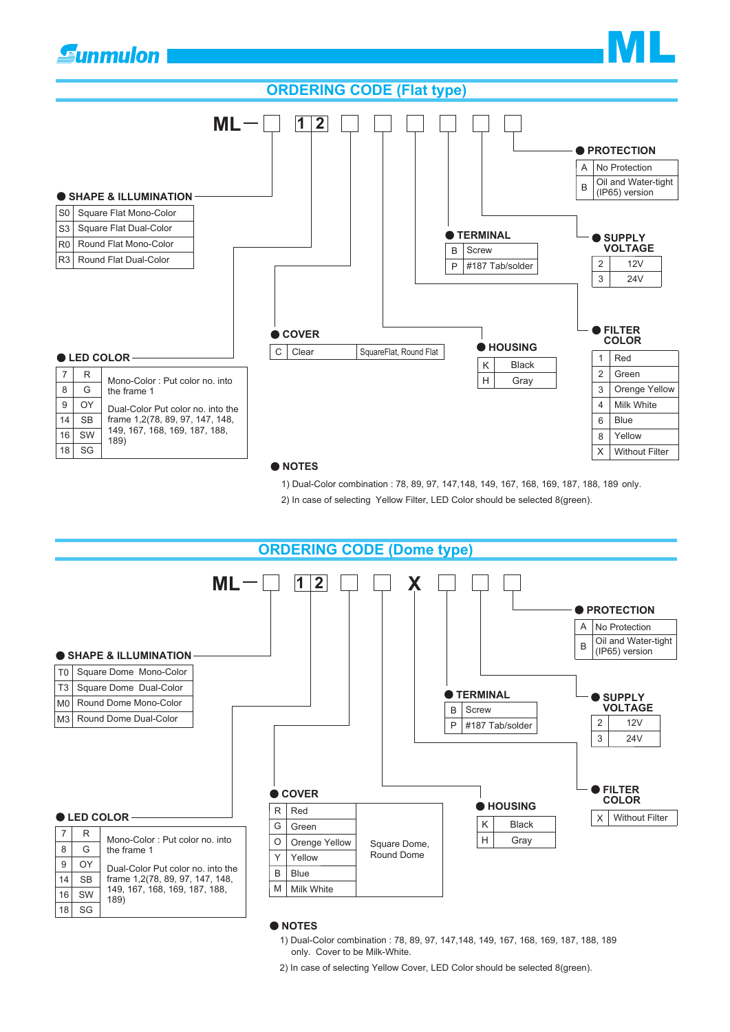# ORDERING CODE (Flat type)

ML — □ 1 2 □ □ □ □ □ □

### SHAPE & ILLUMINATION

| | |
|---|---|
| S0 | Square Flat Mono-Color |
| S3 | Square Flat Dual-Color |
| R0 | Round Flat Mono-Color |
| R3 | Round Flat Dual-Color |

### LED COLOR

| | | |
|---|---|---|
| 7 | R | Mono-Color : Put color no. into the frame 1 |
| 8 | G | |
| 9 | OY | Dual-Color Put color no. into the frame 1,2(78, 89, 97, 147, 148, 149, 167, 168, 169, 187, 188, 189) |
| 14 | SB | |
| 16 | SW | |
| 18 | SG | |

### COVER

| | | |
|---|---|---|
| C | Clear | SquareFlat, Round Flat |

### HOUSING

| | |
|---|---|
| K | Black |
| H | Gray |

### TERMINAL

| | |
|---|---|
| B | Screw |
| P | #187 Tab/solder |

### PROTECTION

| | |
|---|---|
| A | No Protection |
| B | Oil and Water-tight (IP65) version |

### SUPPLY VOLTAGE

| | |
|---|---|
| 2 | 12V |
| 3 | 24V |

### FILTER COLOR

| | |
|---|---|
| 1 | Red |
| 2 | Green |
| 3 | Orenge Yellow |
| 4 | Milk White |
| 6 | Blue |
| 8 | Yellow |
| X | Without Filter |

### NOTES

1) Dual-Color combination : 78, 89, 97, 147,148, 149, 167, 168, 169, 187, 188, 189 only.

2) In case of selecting Yellow Filter, LED Color should be selected 8(green).

# ORDERING CODE (Dome type)

ML — □ 1 2 □ □ X □ □ □

### SHAPE & ILLUMINATION

| | |
|---|---|
| T0 | Square Dome Mono-Color |
| T3 | Square Dome Dual-Color |
| M0 | Round Dome Mono-Color |
| M3 | Round Dome Dual-Color |

### LED COLOR

| | | |
|---|---|---|
| 7 | R | Mono-Color : Put color no. into the frame 1 |
| 8 | G | |
| 9 | OY | Dual-Color Put color no. into the frame 1,2(78, 89, 97, 147, 148, 149, 167, 168, 169, 187, 188, 189) |
| 14 | SB | |
| 16 | SW | |
| 18 | SG | |

### COVER

| | | |
|---|---|---|
| R | Red | Square Dome, Round Dome |
| G | Green | |
| O | Orenge Yellow | |
| Y | Yellow | |
| B | Blue | |
| M | Milk White | |

### HOUSING

| | |
|---|---|
| K | Black |
| H | Gray |

### TERMINAL

| | |
|---|---|
| B | Screw |
| P | #187 Tab/solder |

### PROTECTION

| | |
|---|---|
| A | No Protection |
| B | Oil and Water-tight (IP65) version |

### SUPPLY VOLTAGE

| | |
|---|---|
| 2 | 12V |
| 3 | 24V |

### FILTER COLOR

| | |
|---|---|
| X | Without Filter |

### NOTES

1) Dual-Color combination : 78, 89, 97, 147,148, 149, 167, 168, 169, 187, 188, 189 only. Cover to be Milk-White.

2) In case of selecting Yellow Cover, LED Color should be selected 8(green).